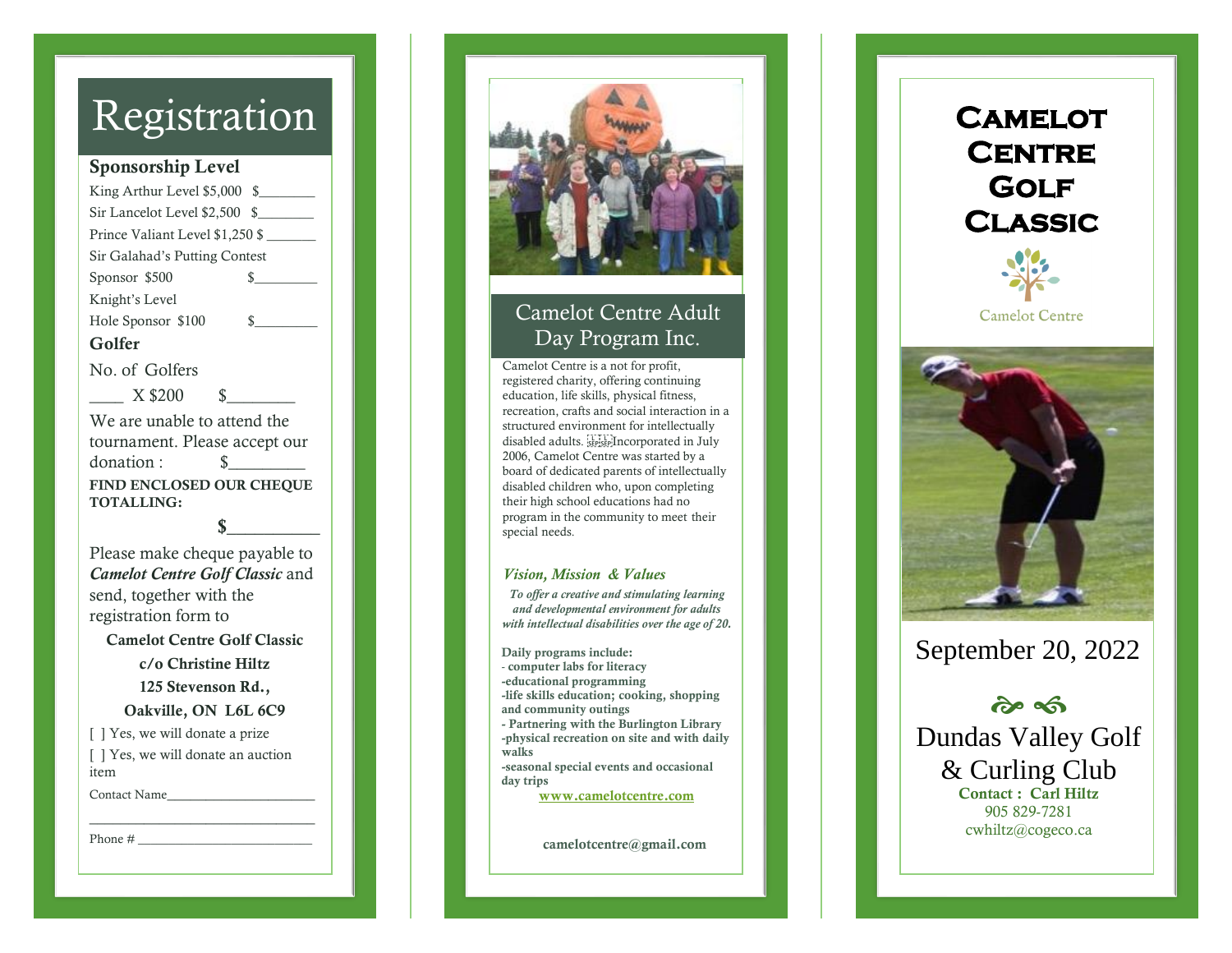# Registration

**Sponsorship Level**

King Arthur Level $5,000 $________

Sir Lancelot Level $2,500 $________

Prince Valiant Level $1,250 $ _______

Sir Galahad's Putting Contest Sponsor $500 $_________

Knight's Level Hole Sponsor $100 $_________

**Golfer**

No. of Golfers

____ X $200 $________

We are unable to attend the tournament. Please accept our donation : $_________

**FIND ENCLOSED OUR CHEQUE TOTALLING:**

**$___________**

Please make cheque payable to ***Camelot Centre Golf Classic*** and send, together with the registration form to

**Camelot Centre Golf Classic**
**c/o Christine Hiltz**
**125 Stevenson Rd.,**
**Oakville, ON L6L 6C9**

[ ] Yes, we will donate a prize

[ ] Yes, we will donate an auction item

Contact Name______________________

__________________________________

Phone # __________________________

## Camelot Centre Adult Day Program Inc.

Camelot Centre is a not for profit, registered charity, offering continuing education, life skills, physical fitness, recreation, crafts and social interaction in a structured environment for intellectually disabled adults. Incorporated in July 2006, Camelot Centre was started by a board of dedicated parents of intellectually disabled children who, upon completing their high school educations had no program in the community to meet their special needs.

### *Vision, Mission & Values*

*To offer a creative and stimulating learning and developmental environment for adults with intellectual disabilities over the age of 20.*

**Daily programs include:**
- **computer labs for literacy**
- **educational programming**
- **life skills education; cooking, shopping and community outings**
- **Partnering with the Burlington Library**
- **physical recreation on site and with daily walks**
- **seasonal special events and occasional day trips**

**www.camelotcentre.com**

**camelotcentre@gmail.com**

# Camelot Centre Golf Classic

Camelot Centre

September 20, 2022

Dundas Valley Golf & Curling Club

**Contact : Carl Hiltz**
905 829-7281
cwhiltz@cogeco.ca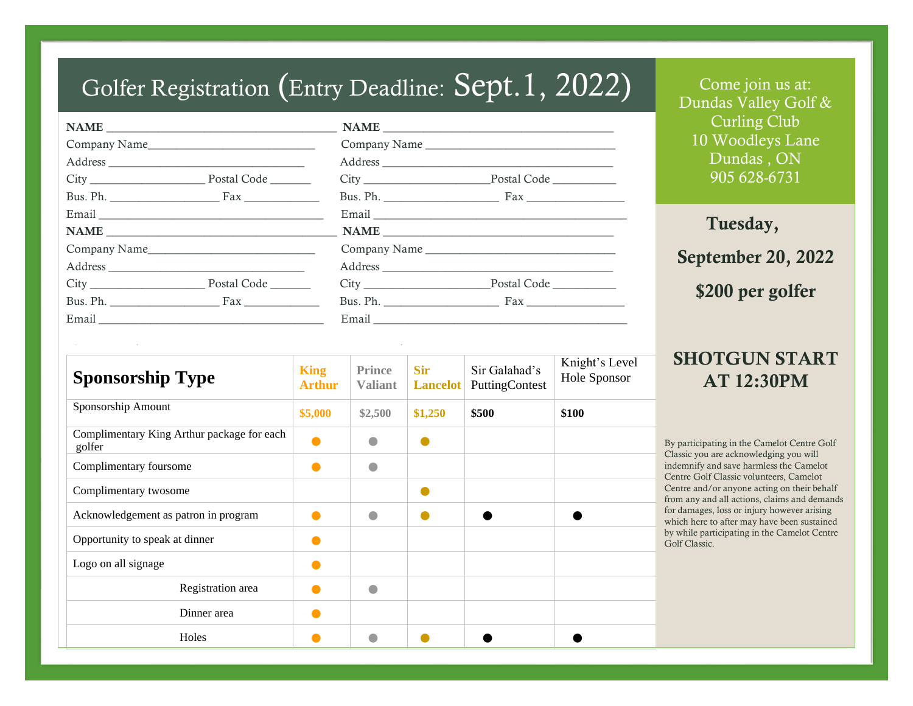# Golfer Registration (Entry Deadline: Sept.1, 2022)

**NAME** ______________________________________ **NAME** ______________________________________
Company Name____________________________ Company Name ________________________________
Address _________________________________ Address ______________________________________
City __________________ Postal Code _______ City ____________________Postal Code __________
Bus. Ph. __________________ Fax ____________ Bus. Ph. ___________________ Fax ________________
Email _____________________________________ Email __________________________________________

**NAME** ______________________________________ **NAME** ______________________________________
Company Name____________________________ Company Name ________________________________
Address _________________________________ Address ______________________________________
City __________________ Postal Code _______ City ____________________Postal Code __________
Bus. Ph. __________________ Fax ____________ Bus. Ph. ___________________ Fax ________________
Email _____________________________________ Email __________________________________________

| **Sponsorship Type** | **King Arthur** | **Prince Valiant** | **Sir Lancelot** | Sir Galahad's PuttingContest | Knight's Level Hole Sponsor |
|---|---|---|---|---|---|
| Sponsorship Amount | **$5,000** | **$2,500** | **$1,250** | **$500** | **$100** |
| Complimentary King Arthur package for each golfer | ● | ● | ● | | |
| Complimentary foursome | ● | ● | | | |
| Complimentary twosome | | | ● | | |
| Acknowledgement as patron in program | ● | ● | ● | ● | ● |
| Opportunity to speak at dinner | ● | | | | |
| Logo on all signage | ● | | | | |
| Registration area | ● | ● | | | |
| Dinner area | ● | | | | |
| Holes | ● | ● | ● | ● | ● |

Come join us at:
Dundas Valley Golf & Curling Club
10 Woodleys Lane
Dundas , ON
905 628-6731

**Tuesday,**

**September 20, 2022**

**$200 per golfer**

**SHOTGUN START AT 12:30PM**

By participating in the Camelot Centre Golf Classic you are acknowledging you will indemnify and save harmless the Camelot Centre Golf Classic volunteers, Camelot Centre and/or anyone acting on their behalf from any and all actions, claims and demands for damages, loss or injury however arising which here to after may have been sustained by while participating in the Camelot Centre Golf Classic.